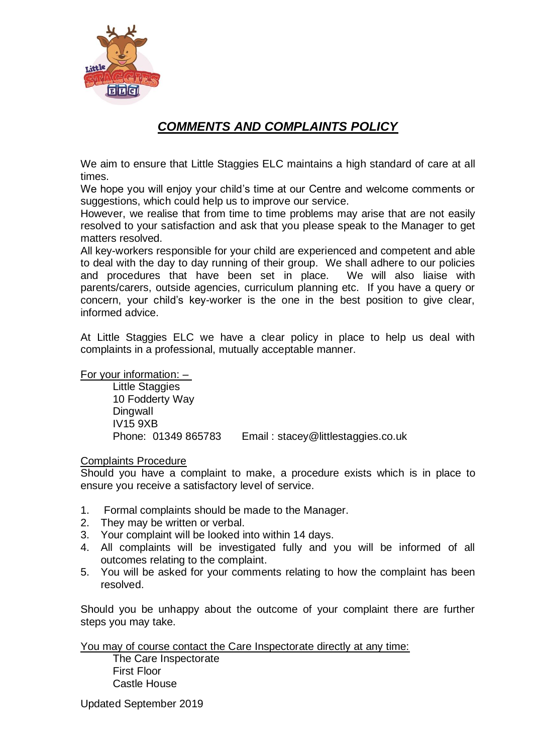# ***COMMENTS AND COMPLAINTS POLICY***

We aim to ensure that Little Staggies ELC maintains a high standard of care at all times.

We hope you will enjoy your child's time at our Centre and welcome comments or suggestions, which could help us to improve our service.

However, we realise that from time to time problems may arise that are not easily resolved to your satisfaction and ask that you please speak to the Manager to get matters resolved.

All key-workers responsible for your child are experienced and competent and able to deal with the day to day running of their group. We shall adhere to our policies and procedures that have been set in place. We will also liaise with parents/carers, outside agencies, curriculum planning etc. If you have a query or concern, your child's key-worker is the one in the best position to give clear, informed advice.

At Little Staggies ELC we have a clear policy in place to help us deal with complaints in a professional, mutually acceptable manner.

For your information: –

Little Staggies
10 Fodderty Way
Dingwall
IV15 9XB
Phone: 01349 865783 Email : stacey@littlestaggies.co.uk

Complaints Procedure

Should you have a complaint to make, a procedure exists which is in place to ensure you receive a satisfactory level of service.

1. Formal complaints should be made to the Manager.
2. They may be written or verbal.
3. Your complaint will be looked into within 14 days.
4. All complaints will be investigated fully and you will be informed of all outcomes relating to the complaint.
5. You will be asked for your comments relating to how the complaint has been resolved.

Should you be unhappy about the outcome of your complaint there are further steps you may take.

You may of course contact the Care Inspectorate directly at any time:

The Care Inspectorate
First Floor
Castle House

Updated September 2019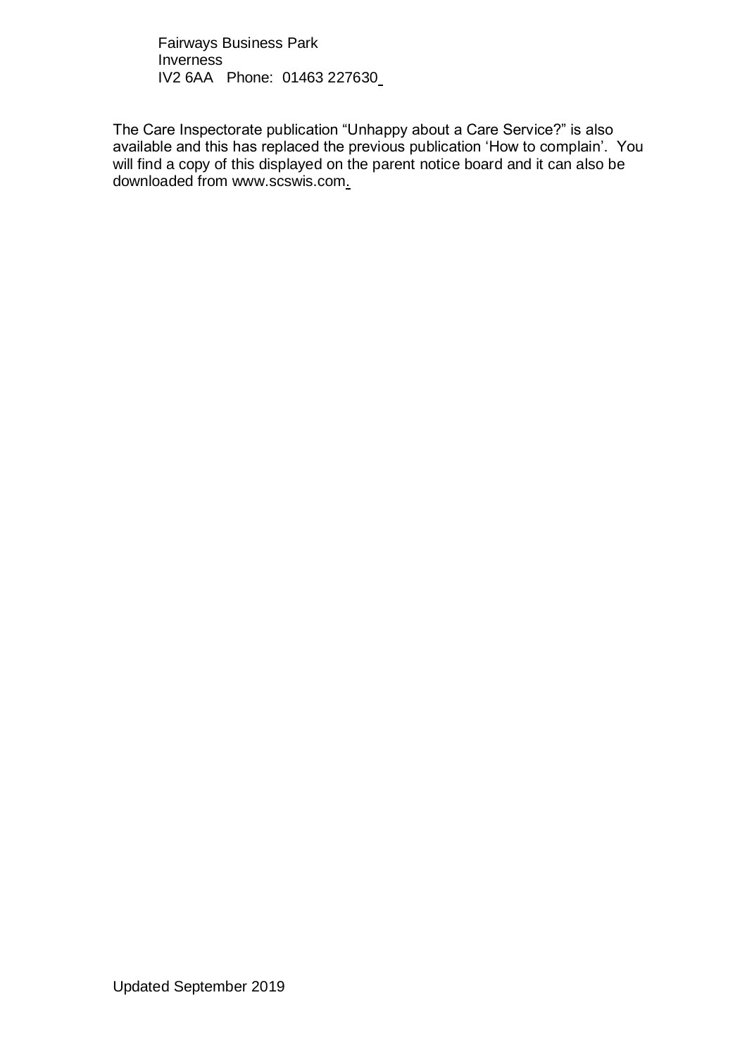Fairways Business Park
Inverness
IV2 6AA   Phone:  01463 227630

The Care Inspectorate publication "Unhappy about a Care Service?" is also available and this has replaced the previous publication 'How to complain'.  You will find a copy of this displayed on the parent notice board and it can also be downloaded from www.scswis.com.

Updated September 2019